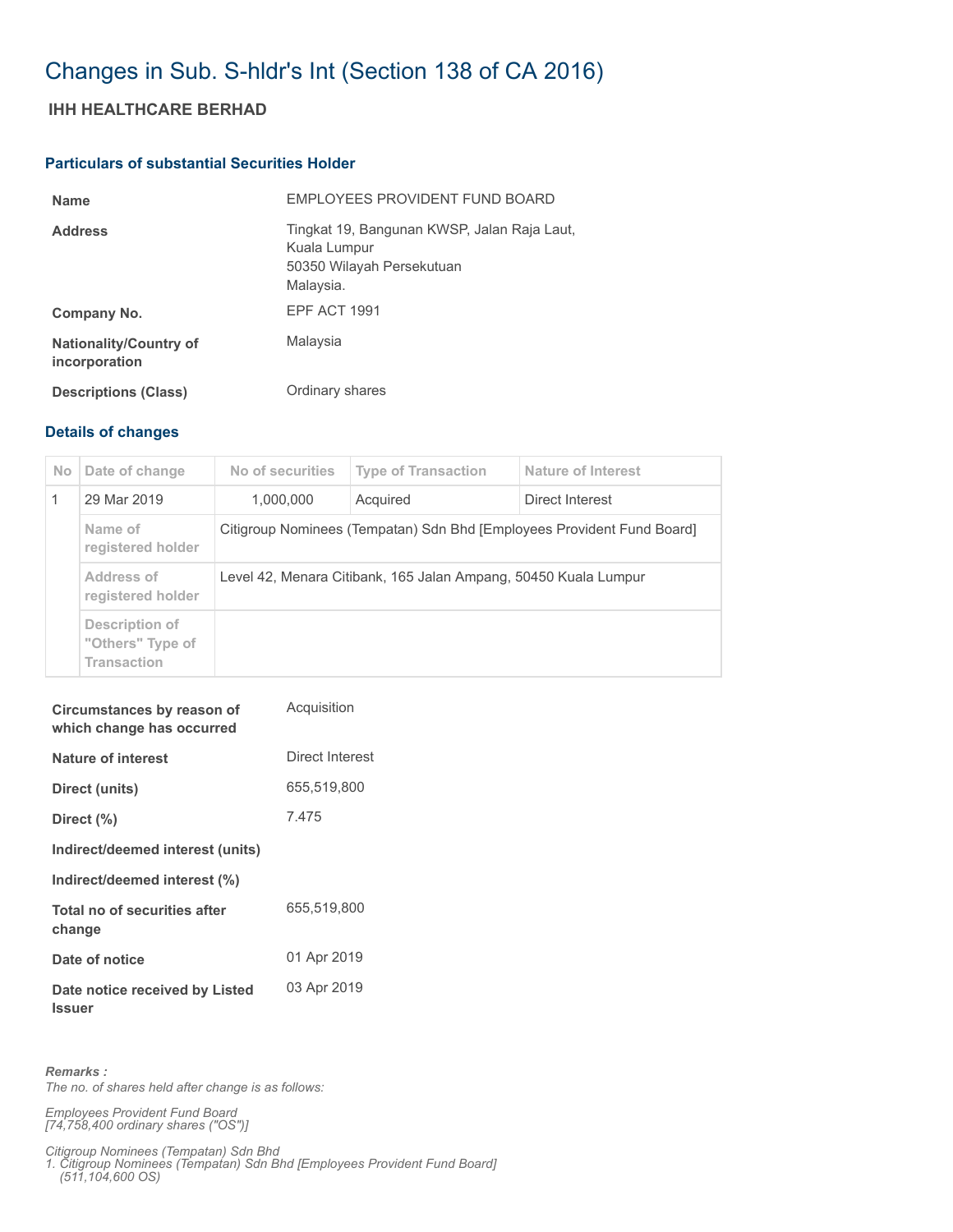# Changes in Sub. S-hldr's Int (Section 138 of CA 2016)

## IHH HEALTHCARE BERHAD

### Particulars of substantial Securities Holder

| | |
|---|---|
| **Name** | EMPLOYEES PROVIDENT FUND BOARD |
| **Address** | Tingkat 19, Bangunan KWSP, Jalan Raja Laut, Kuala Lumpur 50350 Wilayah Persekutuan Malaysia. |
| **Company No.** | EPF ACT 1991 |
| **Nationality/Country of incorporation** | Malaysia |
| **Descriptions (Class)** | Ordinary shares |

### Details of changes

| No | Date of change | No of securities | Type of Transaction | Nature of Interest |
|---|---|---|---|---|
| 1 | 29 Mar 2019 | 1,000,000 | Acquired | Direct Interest |
| | Name of registered holder | Citigroup Nominees (Tempatan) Sdn Bhd [Employees Provident Fund Board] | | |
| | Address of registered holder | Level 42, Menara Citibank, 165 Jalan Ampang, 50450 Kuala Lumpur | | |
| | Description of "Others" Type of Transaction | | | |

| | |
|---|---|
| **Circumstances by reason of which change has occurred** | Acquisition |
| **Nature of interest** | Direct Interest |
| **Direct (units)** | 655,519,800 |
| **Direct (%)** | 7.475 |
| **Indirect/deemed interest (units)** | |
| **Indirect/deemed interest (%)** | |
| **Total no of securities after change** | 655,519,800 |
| **Date of notice** | 01 Apr 2019 |
| **Date notice received by Listed Issuer** | 03 Apr 2019 |

***Remarks :***
*The no. of shares held after change is as follows:*

*Employees Provident Fund Board*
*[74,758,400 ordinary shares ("OS")]*

*Citigroup Nominees (Tempatan) Sdn Bhd*
*1. Citigroup Nominees (Tempatan) Sdn Bhd [Employees Provident Fund Board]*
*(511,104,600 OS)*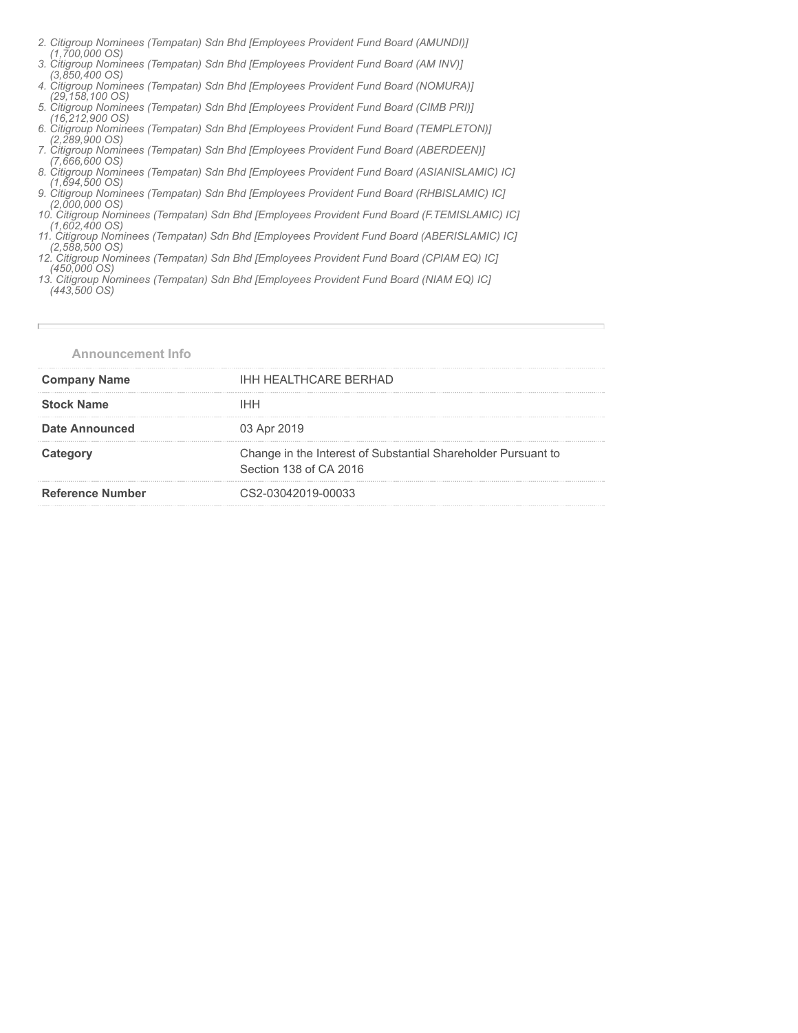*2. Citigroup Nominees (Tempatan) Sdn Bhd [Employees Provident Fund Board (AMUNDI)] (1,700,000 OS)*
*3. Citigroup Nominees (Tempatan) Sdn Bhd [Employees Provident Fund Board (AM INV)] (3,850,400 OS)*
*4. Citigroup Nominees (Tempatan) Sdn Bhd [Employees Provident Fund Board (NOMURA)] (29,158,100 OS)*
*5. Citigroup Nominees (Tempatan) Sdn Bhd [Employees Provident Fund Board (CIMB PRI)] (16,212,900 OS)*
*6. Citigroup Nominees (Tempatan) Sdn Bhd [Employees Provident Fund Board (TEMPLETON)] (2,289,900 OS)*
*7. Citigroup Nominees (Tempatan) Sdn Bhd [Employees Provident Fund Board (ABERDEEN)] (7,666,600 OS)*
*8. Citigroup Nominees (Tempatan) Sdn Bhd [Employees Provident Fund Board (ASIANISLAMIC) IC] (1,694,500 OS)*
*9. Citigroup Nominees (Tempatan) Sdn Bhd [Employees Provident Fund Board (RHBISLAMIC) IC] (2,000,000 OS)*
*10. Citigroup Nominees (Tempatan) Sdn Bhd [Employees Provident Fund Board (F.TEMISLAMIC) IC] (1,602,400 OS)*
*11. Citigroup Nominees (Tempatan) Sdn Bhd [Employees Provident Fund Board (ABERISLAMIC) IC] (2,588,500 OS)*
*12. Citigroup Nominees (Tempatan) Sdn Bhd [Employees Provident Fund Board (CPIAM EQ) IC] (450,000 OS)*
*13. Citigroup Nominees (Tempatan) Sdn Bhd [Employees Provident Fund Board (NIAM EQ) IC] (443,500 OS)*

### Announcement Info

| | |
|---|---|
| **Company Name** | IHH HEALTHCARE BERHAD |
| **Stock Name** | IHH |
| **Date Announced** | 03 Apr 2019 |
| **Category** | Change in the Interest of Substantial Shareholder Pursuant to Section 138 of CA 2016 |
| **Reference Number** | CS2-03042019-00033 |